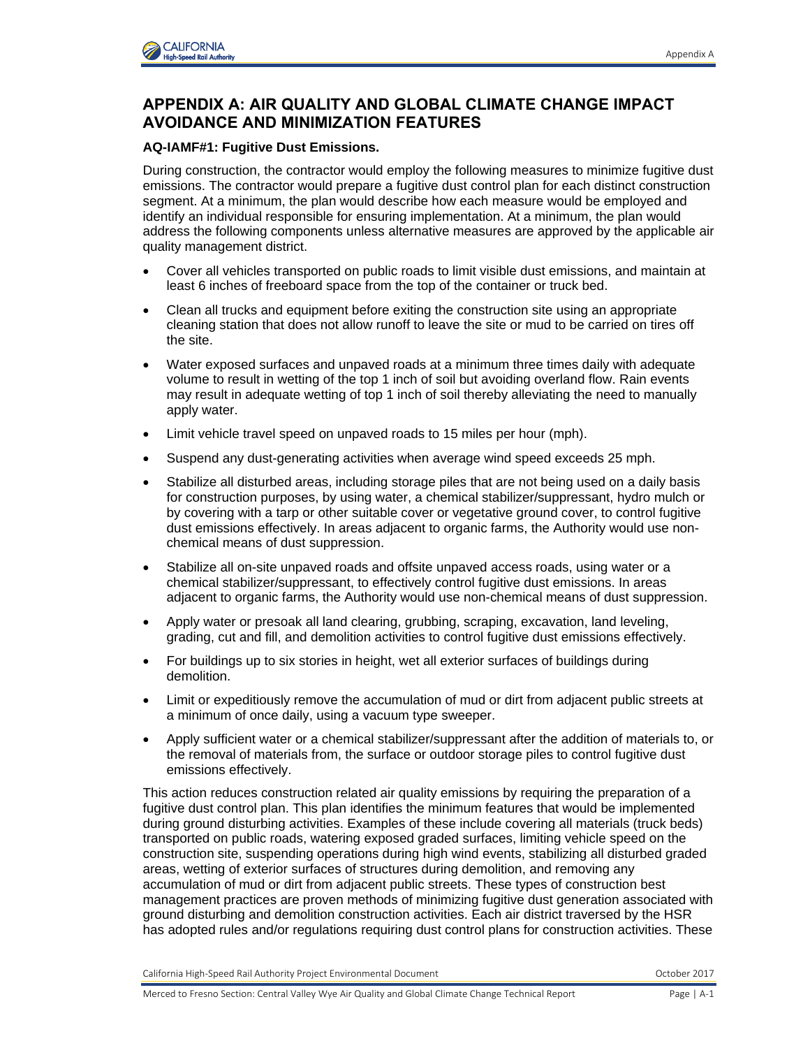# APPENDIX A: AIR QUALITY AND GLOBAL CLIMATE CHANGE IMPACT AVOIDANCE AND MINIMIZATION FEATURES

**AQ-IAMF#1: Fugitive Dust Emissions.**

During construction, the contractor would employ the following measures to minimize fugitive dust emissions. The contractor would prepare a fugitive dust control plan for each distinct construction segment. At a minimum, the plan would describe how each measure would be employed and identify an individual responsible for ensuring implementation. At a minimum, the plan would address the following components unless alternative measures are approved by the applicable air quality management district.

- Cover all vehicles transported on public roads to limit visible dust emissions, and maintain at least 6 inches of freeboard space from the top of the container or truck bed.
- Clean all trucks and equipment before exiting the construction site using an appropriate cleaning station that does not allow runoff to leave the site or mud to be carried on tires off the site.
- Water exposed surfaces and unpaved roads at a minimum three times daily with adequate volume to result in wetting of the top 1 inch of soil but avoiding overland flow. Rain events may result in adequate wetting of top 1 inch of soil thereby alleviating the need to manually apply water.
- Limit vehicle travel speed on unpaved roads to 15 miles per hour (mph).
- Suspend any dust-generating activities when average wind speed exceeds 25 mph.
- Stabilize all disturbed areas, including storage piles that are not being used on a daily basis for construction purposes, by using water, a chemical stabilizer/suppressant, hydro mulch or by covering with a tarp or other suitable cover or vegetative ground cover, to control fugitive dust emissions effectively. In areas adjacent to organic farms, the Authority would use non-chemical means of dust suppression.
- Stabilize all on-site unpaved roads and offsite unpaved access roads, using water or a chemical stabilizer/suppressant, to effectively control fugitive dust emissions. In areas adjacent to organic farms, the Authority would use non-chemical means of dust suppression.
- Apply water or presoak all land clearing, grubbing, scraping, excavation, land leveling, grading, cut and fill, and demolition activities to control fugitive dust emissions effectively.
- For buildings up to six stories in height, wet all exterior surfaces of buildings during demolition.
- Limit or expeditiously remove the accumulation of mud or dirt from adjacent public streets at a minimum of once daily, using a vacuum type sweeper.
- Apply sufficient water or a chemical stabilizer/suppressant after the addition of materials to, or the removal of materials from, the surface or outdoor storage piles to control fugitive dust emissions effectively.

This action reduces construction related air quality emissions by requiring the preparation of a fugitive dust control plan. This plan identifies the minimum features that would be implemented during ground disturbing activities. Examples of these include covering all materials (truck beds) transported on public roads, watering exposed graded surfaces, limiting vehicle speed on the construction site, suspending operations during high wind events, stabilizing all disturbed graded areas, wetting of exterior surfaces of structures during demolition, and removing any accumulation of mud or dirt from adjacent public streets. These types of construction best management practices are proven methods of minimizing fugitive dust generation associated with ground disturbing and demolition construction activities. Each air district traversed by the HSR has adopted rules and/or regulations requiring dust control plans for construction activities. These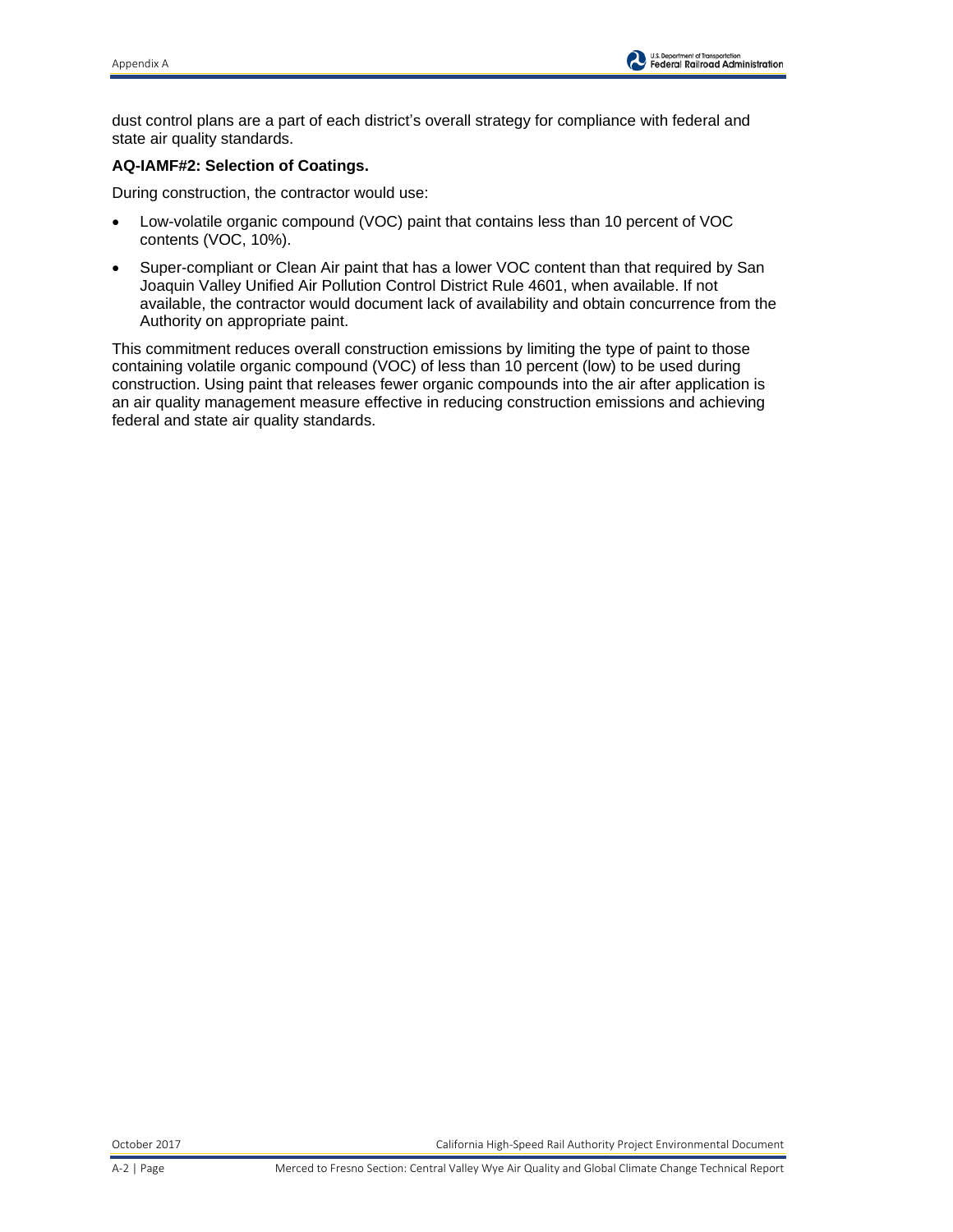dust control plans are a part of each district's overall strategy for compliance with federal and state air quality standards.

**AQ-IAMF#2: Selection of Coatings.**

During construction, the contractor would use:

- Low-volatile organic compound (VOC) paint that contains less than 10 percent of VOC contents (VOC, 10%).
- Super-compliant or Clean Air paint that has a lower VOC content than that required by San Joaquin Valley Unified Air Pollution Control District Rule 4601, when available. If not available, the contractor would document lack of availability and obtain concurrence from the Authority on appropriate paint.

This commitment reduces overall construction emissions by limiting the type of paint to those containing volatile organic compound (VOC) of less than 10 percent (low) to be used during construction. Using paint that releases fewer organic compounds into the air after application is an air quality management measure effective in reducing construction emissions and achieving federal and state air quality standards.